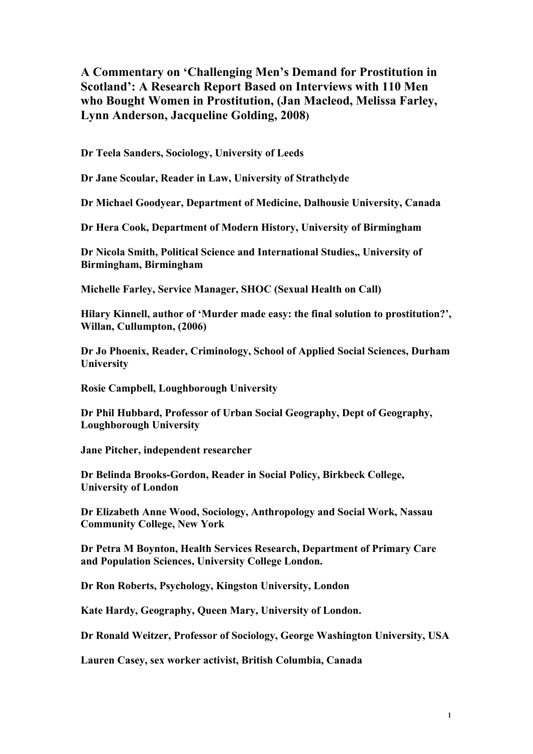# A Commentary on 'Challenging Men's Demand for Prostitution in Scotland': A Research Report Based on Interviews with 110 Men who Bought Women in Prostitution, (Jan Macleod, Melissa Farley, Lynn Anderson, Jacqueline Golding, 2008)

**Dr Teela Sanders, Sociology, University of Leeds**

**Dr Jane Scoular, Reader in Law, University of Strathclyde**

**Dr Michael Goodyear, Department of Medicine, Dalhousie University, Canada**

**Dr Hera Cook, Department of Modern History, University of Birmingham**

**Dr Nicola Smith, Political Science and International Studies,, University of Birmingham, Birmingham**

**Michelle Farley, Service Manager, SHOC (Sexual Health on Call)**

**Hilary Kinnell, author of 'Murder made easy: the final solution to prostitution?', Willan, Cullumpton, (2006)**

**Dr Jo Phoenix, Reader, Criminology, School of Applied Social Sciences, Durham University**

**Rosie Campbell, Loughborough University**

**Dr Phil Hubbard, Professor of Urban Social Geography, Dept of Geography, Loughborough University**

**Jane Pitcher, independent researcher**

**Dr Belinda Brooks-Gordon, Reader in Social Policy, Birkbeck College, University of London**

**Dr Elizabeth Anne Wood, Sociology, Anthropology and Social Work, Nassau Community College, New York**

**Dr Petra M Boynton, Health Services Research, Department of Primary Care and Population Sciences, University College London.**

**Dr Ron Roberts, Psychology, Kingston University, London**

**Kate Hardy, Geography, Queen Mary, University of London.**

**Dr Ronald Weitzer, Professor of Sociology, George Washington University, USA**

**Lauren Casey, sex worker activist, British Columbia, Canada**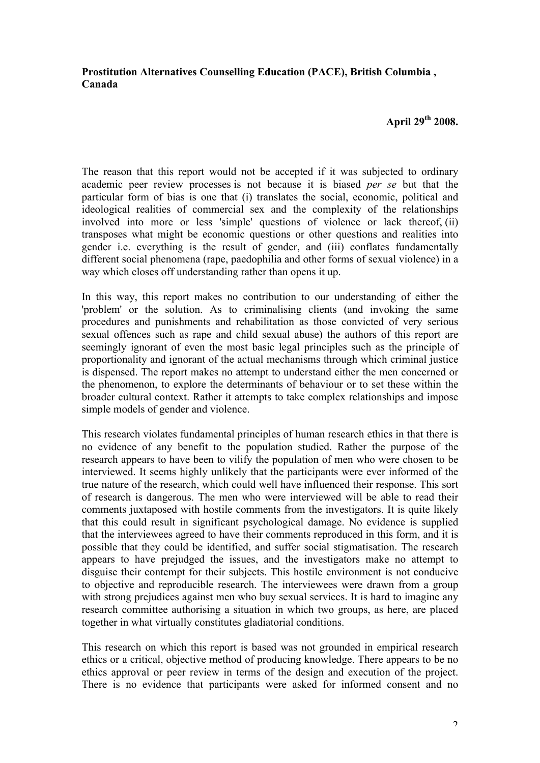**Prostitution Alternatives Counselling Education (PACE), British Columbia , Canada**

**April 29th 2008.**

The reason that this report would not be accepted if it was subjected to ordinary academic peer review processes is not because it is biased *per se* but that the particular form of bias is one that (i) translates the social, economic, political and ideological realities of commercial sex and the complexity of the relationships involved into more or less 'simple' questions of violence or lack thereof, (ii) transposes what might be economic questions or other questions and realities into gender i.e. everything is the result of gender, and (iii) conflates fundamentally different social phenomena (rape, paedophilia and other forms of sexual violence) in a way which closes off understanding rather than opens it up.

In this way, this report makes no contribution to our understanding of either the 'problem' or the solution. As to criminalising clients (and invoking the same procedures and punishments and rehabilitation as those convicted of very serious sexual offences such as rape and child sexual abuse) the authors of this report are seemingly ignorant of even the most basic legal principles such as the principle of proportionality and ignorant of the actual mechanisms through which criminal justice is dispensed. The report makes no attempt to understand either the men concerned or the phenomenon, to explore the determinants of behaviour or to set these within the broader cultural context. Rather it attempts to take complex relationships and impose simple models of gender and violence.

This research violates fundamental principles of human research ethics in that there is no evidence of any benefit to the population studied. Rather the purpose of the research appears to have been to vilify the population of men who were chosen to be interviewed. It seems highly unlikely that the participants were ever informed of the true nature of the research, which could well have influenced their response. This sort of research is dangerous. The men who were interviewed will be able to read their comments juxtaposed with hostile comments from the investigators. It is quite likely that this could result in significant psychological damage. No evidence is supplied that the interviewees agreed to have their comments reproduced in this form, and it is possible that they could be identified, and suffer social stigmatisation. The research appears to have prejudged the issues, and the investigators make no attempt to disguise their contempt for their subjects. This hostile environment is not conducive to objective and reproducible research. The interviewees were drawn from a group with strong prejudices against men who buy sexual services. It is hard to imagine any research committee authorising a situation in which two groups, as here, are placed together in what virtually constitutes gladiatorial conditions.

This research on which this report is based was not grounded in empirical research ethics or a critical, objective method of producing knowledge. There appears to be no ethics approval or peer review in terms of the design and execution of the project. There is no evidence that participants were asked for informed consent and no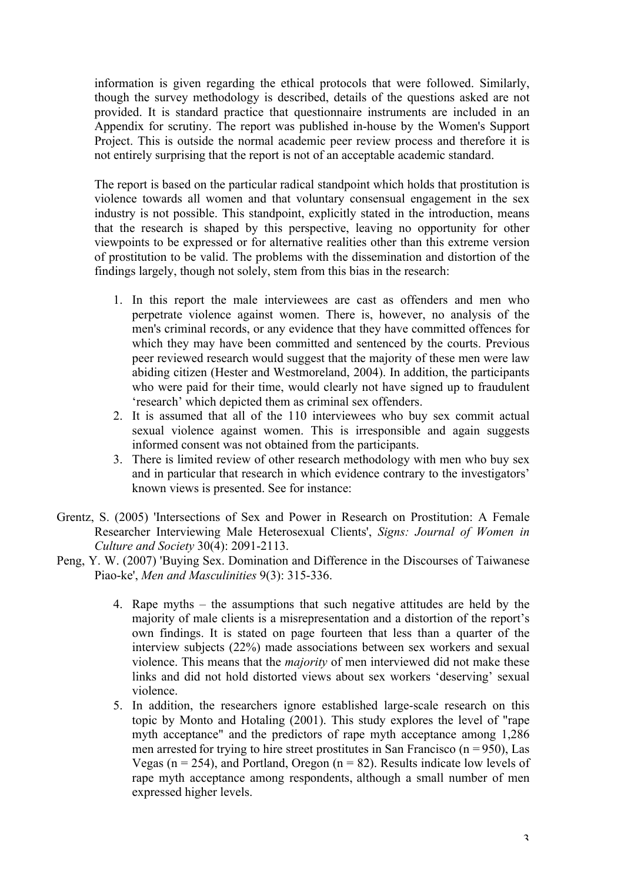information is given regarding the ethical protocols that were followed. Similarly, though the survey methodology is described, details of the questions asked are not provided. It is standard practice that questionnaire instruments are included in an Appendix for scrutiny. The report was published in-house by the Women's Support Project. This is outside the normal academic peer review process and therefore it is not entirely surprising that the report is not of an acceptable academic standard.

The report is based on the particular radical standpoint which holds that prostitution is violence towards all women and that voluntary consensual engagement in the sex industry is not possible. This standpoint, explicitly stated in the introduction, means that the research is shaped by this perspective, leaving no opportunity for other viewpoints to be expressed or for alternative realities other than this extreme version of prostitution to be valid. The problems with the dissemination and distortion of the findings largely, though not solely, stem from this bias in the research:

1. In this report the male interviewees are cast as offenders and men who perpetrate violence against women. There is, however, no analysis of the men's criminal records, or any evidence that they have committed offences for which they may have been committed and sentenced by the courts. Previous peer reviewed research would suggest that the majority of these men were law abiding citizen (Hester and Westmoreland, 2004). In addition, the participants who were paid for their time, would clearly not have signed up to fraudulent 'research' which depicted them as criminal sex offenders.
2. It is assumed that all of the 110 interviewees who buy sex commit actual sexual violence against women. This is irresponsible and again suggests informed consent was not obtained from the participants.
3. There is limited review of other research methodology with men who buy sex and in particular that research in which evidence contrary to the investigators' known views is presented. See for instance:

Grentz, S. (2005) 'Intersections of Sex and Power in Research on Prostitution: A Female Researcher Interviewing Male Heterosexual Clients', *Signs: Journal of Women in Culture and Society* 30(4): 2091-2113.

Peng, Y. W. (2007) 'Buying Sex. Domination and Difference in the Discourses of Taiwanese Piao-ke', *Men and Masculinities* 9(3): 315-336.

4. Rape myths – the assumptions that such negative attitudes are held by the majority of male clients is a misrepresentation and a distortion of the report's own findings. It is stated on page fourteen that less than a quarter of the interview subjects (22%) made associations between sex workers and sexual violence. This means that the *majority* of men interviewed did not make these links and did not hold distorted views about sex workers 'deserving' sexual violence.
5. In addition, the researchers ignore established large-scale research on this topic by Monto and Hotaling (2001). This study explores the level of "rape myth acceptance" and the predictors of rape myth acceptance among 1,286 men arrested for trying to hire street prostitutes in San Francisco (n = 950), Las Vegas (n = 254), and Portland, Oregon (n = 82). Results indicate low levels of rape myth acceptance among respondents, although a small number of men expressed higher levels.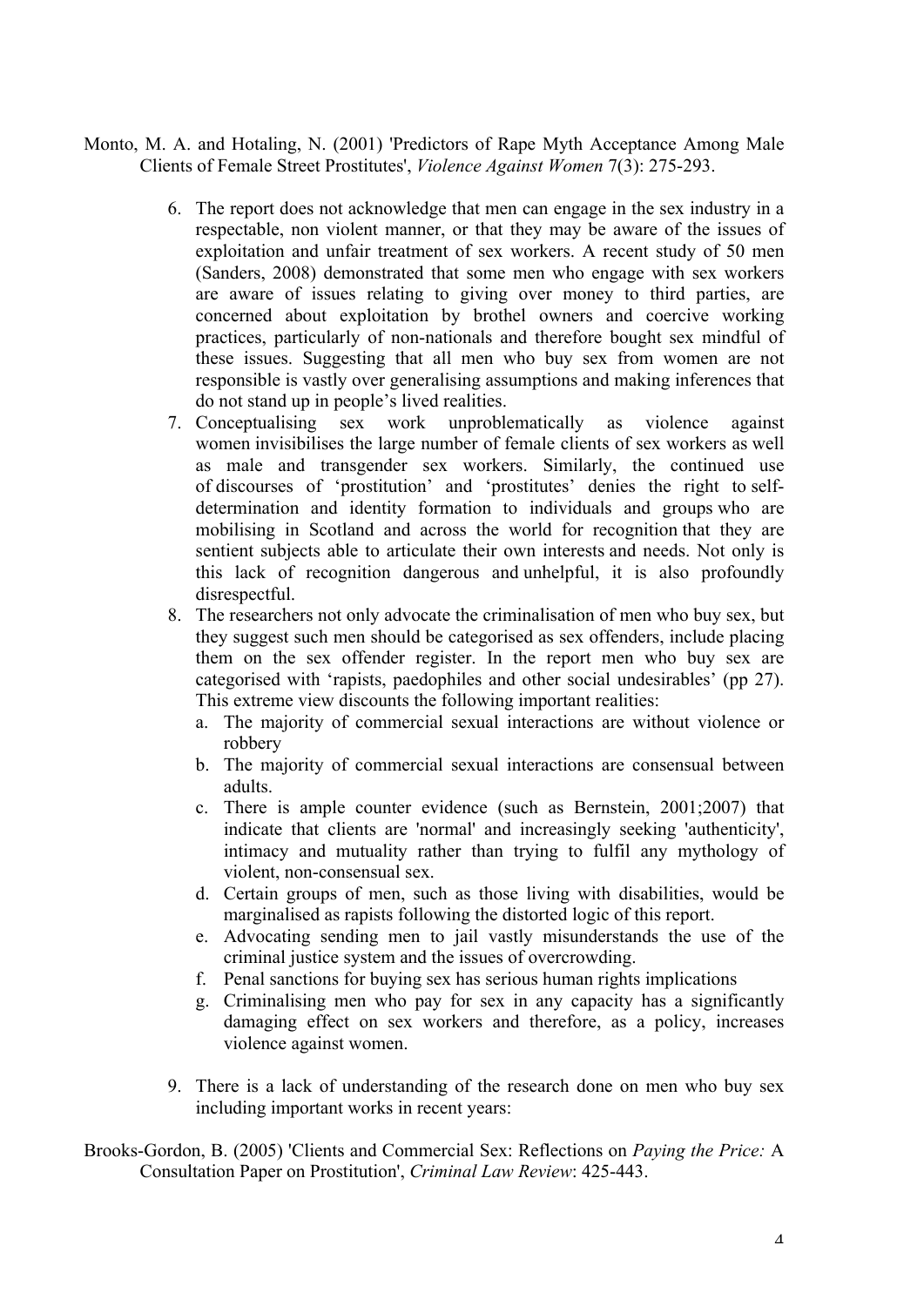Monto, M. A. and Hotaling, N. (2001) 'Predictors of Rape Myth Acceptance Among Male Clients of Female Street Prostitutes', *Violence Against Women* 7(3): 275-293.

6. The report does not acknowledge that men can engage in the sex industry in a respectable, non violent manner, or that they may be aware of the issues of exploitation and unfair treatment of sex workers. A recent study of 50 men (Sanders, 2008) demonstrated that some men who engage with sex workers are aware of issues relating to giving over money to third parties, are concerned about exploitation by brothel owners and coercive working practices, particularly of non-nationals and therefore bought sex mindful of these issues. Suggesting that all men who buy sex from women are not responsible is vastly over generalising assumptions and making inferences that do not stand up in people's lived realities.
7. Conceptualising sex work unproblematically as violence against women invisibilises the large number of female clients of sex workers as well as male and transgender sex workers. Similarly, the continued use of discourses of 'prostitution' and 'prostitutes' denies the right to self-determination and identity formation to individuals and groups who are mobilising in Scotland and across the world for recognition that they are sentient subjects able to articulate their own interests and needs. Not only is this lack of recognition dangerous and unhelpful, it is also profoundly disrespectful.
8. The researchers not only advocate the criminalisation of men who buy sex, but they suggest such men should be categorised as sex offenders, include placing them on the sex offender register. In the report men who buy sex are categorised with 'rapists, paedophiles and other social undesirables' (pp 27). This extreme view discounts the following important realities:
   a. The majority of commercial sexual interactions are without violence or robbery
   b. The majority of commercial sexual interactions are consensual between adults.
   c. There is ample counter evidence (such as Bernstein, 2001;2007) that indicate that clients are 'normal' and increasingly seeking 'authenticity', intimacy and mutuality rather than trying to fulfil any mythology of violent, non-consensual sex.
   d. Certain groups of men, such as those living with disabilities, would be marginalised as rapists following the distorted logic of this report.
   e. Advocating sending men to jail vastly misunderstands the use of the criminal justice system and the issues of overcrowding.
   f. Penal sanctions for buying sex has serious human rights implications
   g. Criminalising men who pay for sex in any capacity has a significantly damaging effect on sex workers and therefore, as a policy, increases violence against women.

9. There is a lack of understanding of the research done on men who buy sex including important works in recent years:

Brooks-Gordon, B. (2005) 'Clients and Commercial Sex: Reflections on *Paying the Price:* A Consultation Paper on Prostitution', *Criminal Law Review*: 425-443.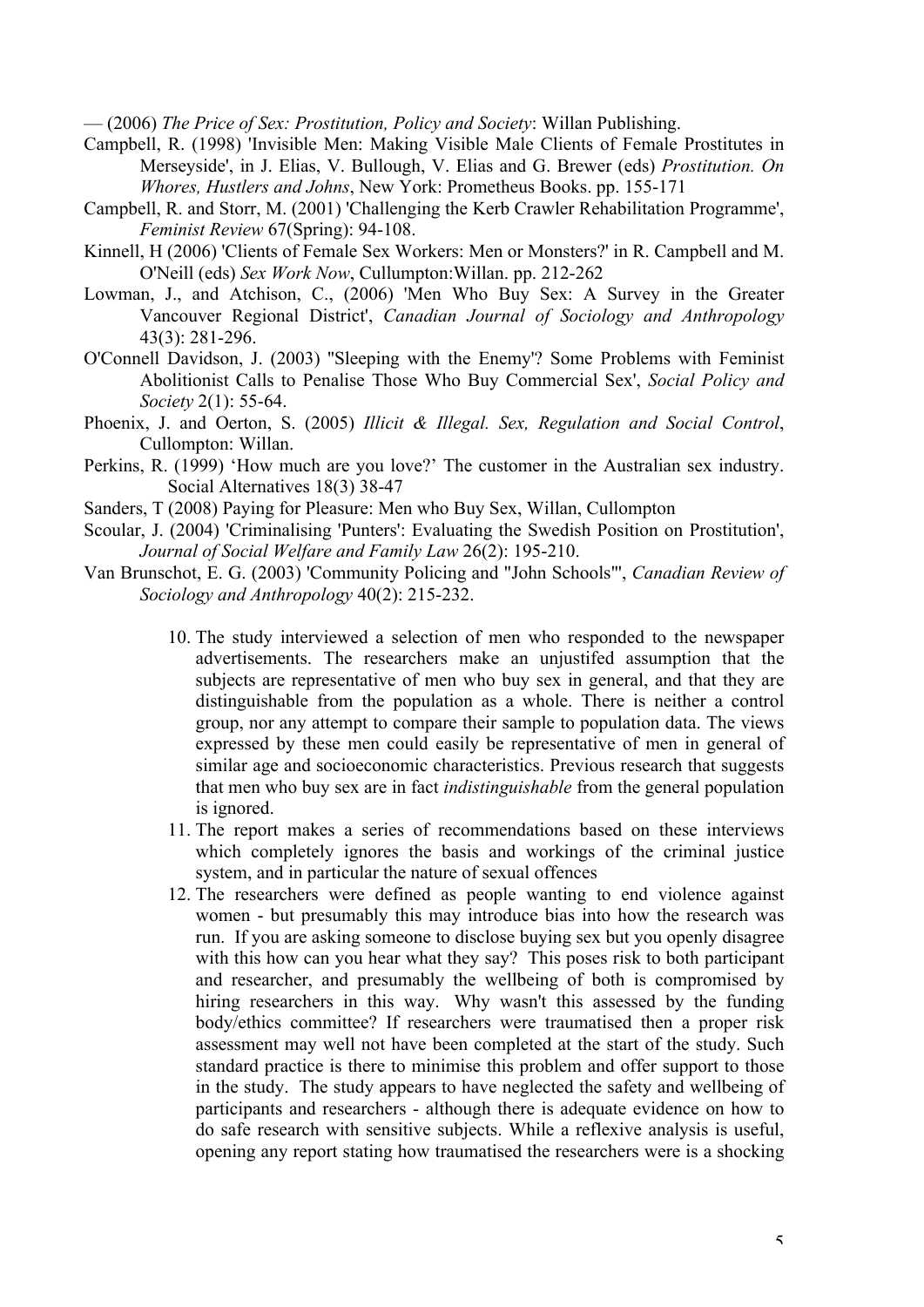— (2006) *The Price of Sex: Prostitution, Policy and Society*: Willan Publishing.

Campbell, R. (1998) 'Invisible Men: Making Visible Male Clients of Female Prostitutes in Merseyside', in J. Elias, V. Bullough, V. Elias and G. Brewer (eds) *Prostitution. On Whores, Hustlers and Johns*, New York: Prometheus Books. pp. 155-171

Campbell, R. and Storr, M. (2001) 'Challenging the Kerb Crawler Rehabilitation Programme', *Feminist Review* 67(Spring): 94-108.

Kinnell, H (2006) 'Clients of Female Sex Workers: Men or Monsters?' in R. Campbell and M. O'Neill (eds) *Sex Work Now*, Cullumpton:Willan. pp. 212-262

Lowman, J., and Atchison, C., (2006) 'Men Who Buy Sex: A Survey in the Greater Vancouver Regional District', *Canadian Journal of Sociology and Anthropology* 43(3): 281-296.

O'Connell Davidson, J. (2003) "Sleeping with the Enemy"? Some Problems with Feminist Abolitionist Calls to Penalise Those Who Buy Commercial Sex', *Social Policy and Society* 2(1): 55-64.

Phoenix, J. and Oerton, S. (2005) *Illicit & Illegal. Sex, Regulation and Social Control*, Cullompton: Willan.

Perkins, R. (1999) 'How much are you love?' The customer in the Australian sex industry. Social Alternatives 18(3) 38-47

Sanders, T (2008) Paying for Pleasure: Men who Buy Sex, Willan, Cullompton

Scoular, J. (2004) 'Criminalising 'Punters': Evaluating the Swedish Position on Prostitution', *Journal of Social Welfare and Family Law* 26(2): 195-210.

Van Brunschot, E. G. (2003) 'Community Policing and "John Schools"', *Canadian Review of Sociology and Anthropology* 40(2): 215-232.

10. The study interviewed a selection of men who responded to the newspaper advertisements. The researchers make an unjustifed assumption that the subjects are representative of men who buy sex in general, and that they are distinguishable from the population as a whole. There is neither a control group, nor any attempt to compare their sample to population data. The views expressed by these men could easily be representative of men in general of similar age and socioeconomic characteristics. Previous research that suggests that men who buy sex are in fact *indistinguishable* from the general population is ignored.
11. The report makes a series of recommendations based on these interviews which completely ignores the basis and workings of the criminal justice system, and in particular the nature of sexual offences
12. The researchers were defined as people wanting to end violence against women - but presumably this may introduce bias into how the research was run. If you are asking someone to disclose buying sex but you openly disagree with this how can you hear what they say? This poses risk to both participant and researcher, and presumably the wellbeing of both is compromised by hiring researchers in this way. Why wasn't this assessed by the funding body/ethics committee? If researchers were traumatised then a proper risk assessment may well not have been completed at the start of the study. Such standard practice is there to minimise this problem and offer support to those in the study. The study appears to have neglected the safety and wellbeing of participants and researchers - although there is adequate evidence on how to do safe research with sensitive subjects. While a reflexive analysis is useful, opening any report stating how traumatised the researchers were is a shocking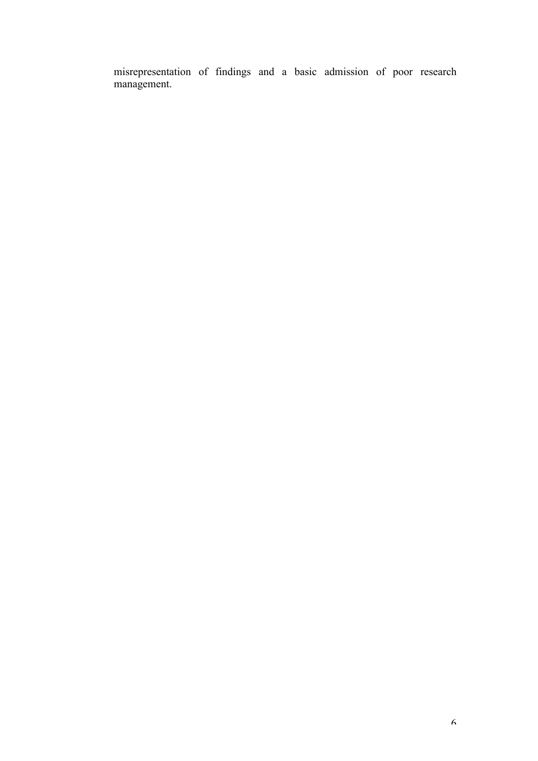misrepresentation of findings and a basic admission of poor research management.